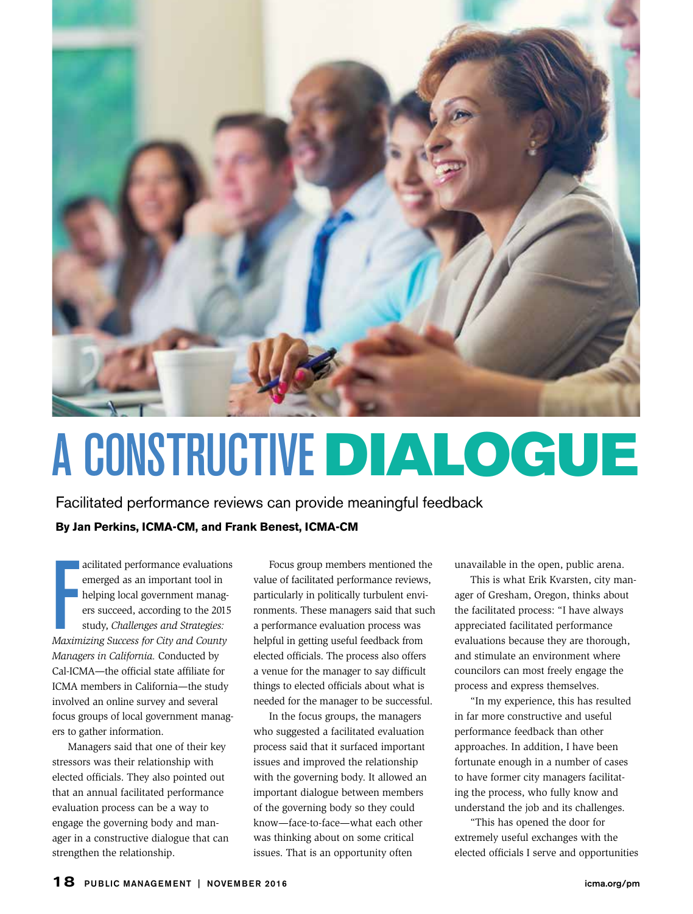# A CONSTRUCTIVE DIALOGUE

Facilitated performance reviews can provide meaningful feedback

**By Jan Perkins, ICMA-CM, and Frank Benest, ICMA-CM**

Facilitated performance evaluations emerged as an important tool in helping local government managers succeed, according to the 2015 study, *Challenges and Strategies: Maximizing Success for City and County Managers in California.* Conducted by Cal-ICMA—the official state affiliate for ICMA members in California—the study involved an online survey and several focus groups of local government managers to gather information.

Managers said that one of their key stressors was their relationship with elected officials. They also pointed out that an annual facilitated performance evaluation process can be a way to engage the governing body and manager in a constructive dialogue that can strengthen the relationship.

Focus group members mentioned the value of facilitated performance reviews, particularly in politically turbulent environments. These managers said that such a performance evaluation process was helpful in getting useful feedback from elected officials. The process also offers a venue for the manager to say difficult things to elected officials about what is needed for the manager to be successful.

In the focus groups, the managers who suggested a facilitated evaluation process said that it surfaced important issues and improved the relationship with the governing body. It allowed an important dialogue between members of the governing body so they could know—face-to-face—what each other was thinking about on some critical issues. That is an opportunity often unavailable in the open, public arena.

This is what Erik Kvarsten, city manager of Gresham, Oregon, thinks about the facilitated process: "I have always appreciated facilitated performance evaluations because they are thorough, and stimulate an environment where councilors can most freely engage the process and express themselves.

"In my experience, this has resulted in far more constructive and useful performance feedback than other approaches. In addition, I have been fortunate enough in a number of cases to have former city managers facilitating the process, who fully know and understand the job and its challenges.

"This has opened the door for extremely useful exchanges with the elected officials I serve and opportunities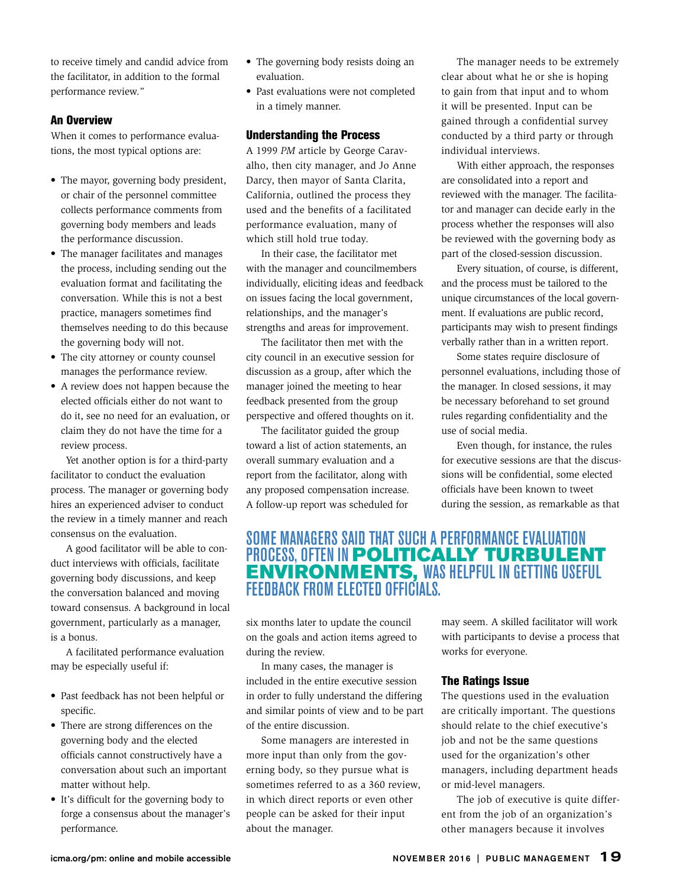to receive timely and candid advice from the facilitator, in addition to the formal performance review."

### An Overview

When it comes to performance evaluations, the most typical options are:

- The mayor, governing body president, or chair of the personnel committee collects performance comments from governing body members and leads the performance discussion.
- The manager facilitates and manages the process, including sending out the evaluation format and facilitating the conversation. While this is not a best practice, managers sometimes find themselves needing to do this because the governing body will not.
- The city attorney or county counsel manages the performance review.
- A review does not happen because the elected officials either do not want to do it, see no need for an evaluation, or claim they do not have the time for a review process.

Yet another option is for a third-party facilitator to conduct the evaluation process. The manager or governing body hires an experienced adviser to conduct the review in a timely manner and reach consensus on the evaluation.

A good facilitator will be able to conduct interviews with officials, facilitate governing body discussions, and keep the conversation balanced and moving toward consensus. A background in local government, particularly as a manager, is a bonus.

A facilitated performance evaluation may be especially useful if:

- Past feedback has not been helpful or specific.
- There are strong differences on the governing body and the elected officials cannot constructively have a conversation about such an important matter without help.
- It's difficult for the governing body to forge a consensus about the manager's performance.
- The governing body resists doing an evaluation.
- Past evaluations were not completed in a timely manner.

### Understanding the Process

A 1999 *PM* article by George Caravalho, then city manager, and Jo Anne Darcy, then mayor of Santa Clarita, California, outlined the process they used and the benefits of a facilitated performance evaluation, many of which still hold true today.

In their case, the facilitator met with the manager and councilmembers individually, eliciting ideas and feedback on issues facing the local government, relationships, and the manager's strengths and areas for improvement.

The facilitator then met with the city council in an executive session for discussion as a group, after which the manager joined the meeting to hear feedback presented from the group perspective and offered thoughts on it.

The facilitator guided the group toward a list of action statements, an overall summary evaluation and a report from the facilitator, along with any proposed compensation increase. A follow-up report was scheduled for six months later to update the council on the goals and action items agreed to during the review.

In many cases, the manager is included in the entire executive session in order to fully understand the differing and similar points of view and to be part of the entire discussion.

Some managers are interested in more input than only from the governing body, so they pursue what is sometimes referred to as a 360 review, in which direct reports or even other people can be asked for their input about the manager.

The manager needs to be extremely clear about what he or she is hoping to gain from that input and to whom it will be presented. Input can be gained through a confidential survey conducted by a third party or through individual interviews.

With either approach, the responses are consolidated into a report and reviewed with the manager. The facilitator and manager can decide early in the process whether the responses will also be reviewed with the governing body as part of the closed-session discussion.

Every situation, of course, is different, and the process must be tailored to the unique circumstances of the local government. If evaluations are public record, participants may wish to present findings verbally rather than in a written report.

Some states require disclosure of personnel evaluations, including those of the manager. In closed sessions, it may be necessary beforehand to set ground rules regarding confidentiality and the use of social media.

Even though, for instance, the rules for executive sessions are that the discussions will be confidential, some elected officials have been known to tweet during the session, as remarkable as that may seem. A skilled facilitator will work with participants to devise a process that works for everyone.

**SOME MANAGERS SAID THAT SUCH A PERFORMANCE EVALUATION PROCESS, OFTEN IN POLITICALLY TURBULENT ENVIRONMENTS, WAS HELPFUL IN GETTING USEFUL FEEDBACK FROM ELECTED OFFICIALS.**

### The Ratings Issue

The questions used in the evaluation are critically important. The questions should relate to the chief executive's job and not be the same questions used for the organization's other managers, including department heads or mid-level managers.

The job of executive is quite different from the job of an organization's other managers because it involves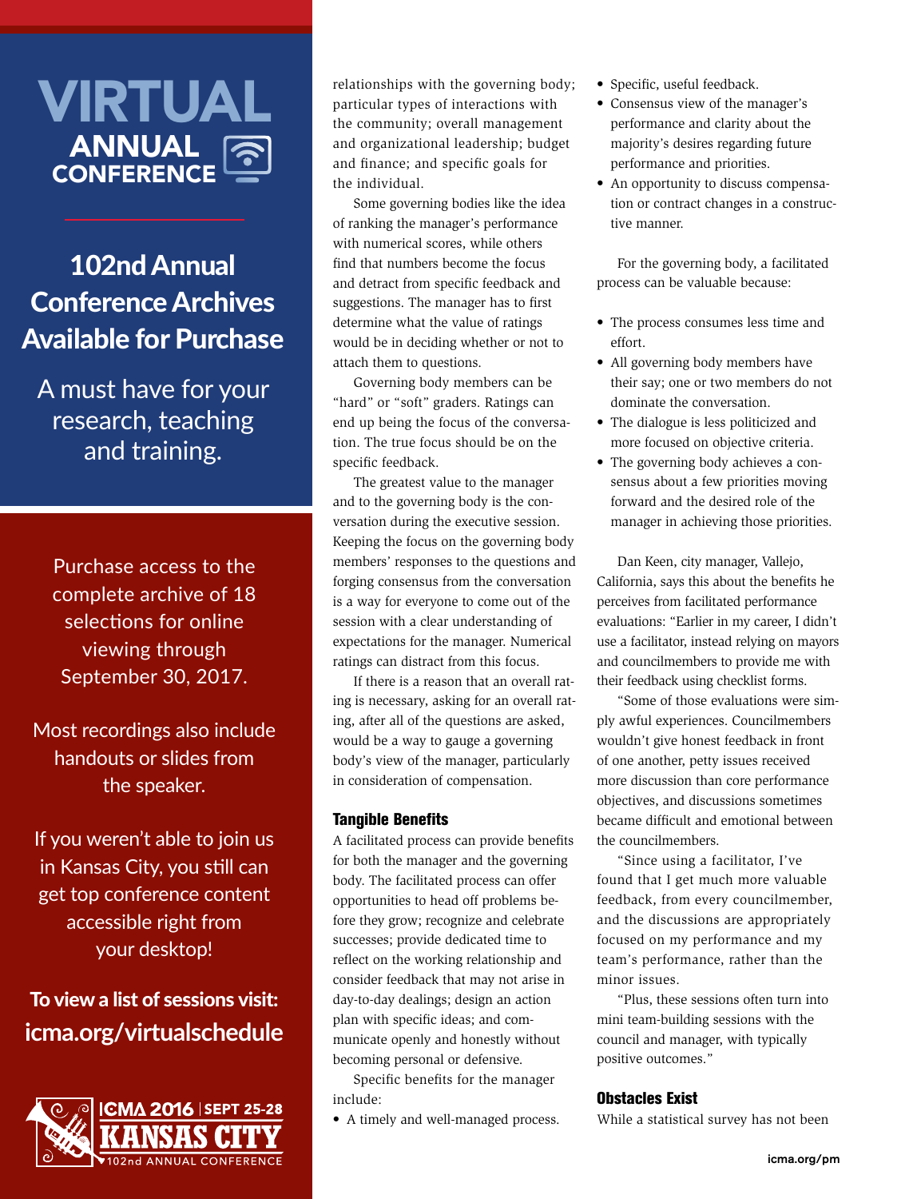# VIRTUAL ANNUAL CONFERENCE

## 102nd Annual Conference Archives Available for Purchase

A must have for your research, teaching and training.

Purchase access to the complete archive of 18 selections for online viewing through September 30, 2017.

Most recordings also include handouts or slides from the speaker.

If you weren't able to join us in Kansas City, you still can get top conference content accessible right from your desktop!

**To view a list of sessions visit: icma.org/virtualschedule**

ICMA 2016 | SEPT 25-28 KANSAS CITY 102nd ANNUAL CONFERENCE

relationships with the governing body; particular types of interactions with the community; overall management and organizational leadership; budget and finance; and specific goals for the individual.

Some governing bodies like the idea of ranking the manager's performance with numerical scores, while others find that numbers become the focus and detract from specific feedback and suggestions. The manager has to first determine what the value of ratings would be in deciding whether or not to attach them to questions.

Governing body members can be "hard" or "soft" graders. Ratings can end up being the focus of the conversation. The true focus should be on the specific feedback.

The greatest value to the manager and to the governing body is the conversation during the executive session. Keeping the focus on the governing body members' responses to the questions and forging consensus from the conversation is a way for everyone to come out of the session with a clear understanding of expectations for the manager. Numerical ratings can distract from this focus.

If there is a reason that an overall rating is necessary, asking for an overall rating, after all of the questions are asked, would be a way to gauge a governing body's view of the manager, particularly in consideration of compensation.

### Tangible Benefits

A facilitated process can provide benefits for both the manager and the governing body. The facilitated process can offer opportunities to head off problems before they grow; recognize and celebrate successes; provide dedicated time to reflect on the working relationship and consider feedback that may not arise in day-to-day dealings; design an action plan with specific ideas; and communicate openly and honestly without becoming personal or defensive.

Specific benefits for the manager include:

- A timely and well-managed process.
- Specific, useful feedback.
- Consensus view of the manager's performance and clarity about the majority's desires regarding future performance and priorities.
- An opportunity to discuss compensation or contract changes in a constructive manner.

For the governing body, a facilitated process can be valuable because:

- The process consumes less time and effort.
- All governing body members have their say; one or two members do not dominate the conversation.
- The dialogue is less politicized and more focused on objective criteria.
- The governing body achieves a consensus about a few priorities moving forward and the desired role of the manager in achieving those priorities.

Dan Keen, city manager, Vallejo, California, says this about the benefits he perceives from facilitated performance evaluations: "Earlier in my career, I didn't use a facilitator, instead relying on mayors and councilmembers to provide me with their feedback using checklist forms.

"Some of those evaluations were simply awful experiences. Councilmembers wouldn't give honest feedback in front of one another, petty issues received more discussion than core performance objectives, and discussions sometimes became difficult and emotional between the councilmembers.

"Since using a facilitator, I've found that I get much more valuable feedback, from every councilmember, and the discussions are appropriately focused on my performance and my team's performance, rather than the minor issues.

"Plus, these sessions often turn into mini team-building sessions with the council and manager, with typically positive outcomes."

### Obstacles Exist

While a statistical survey has not been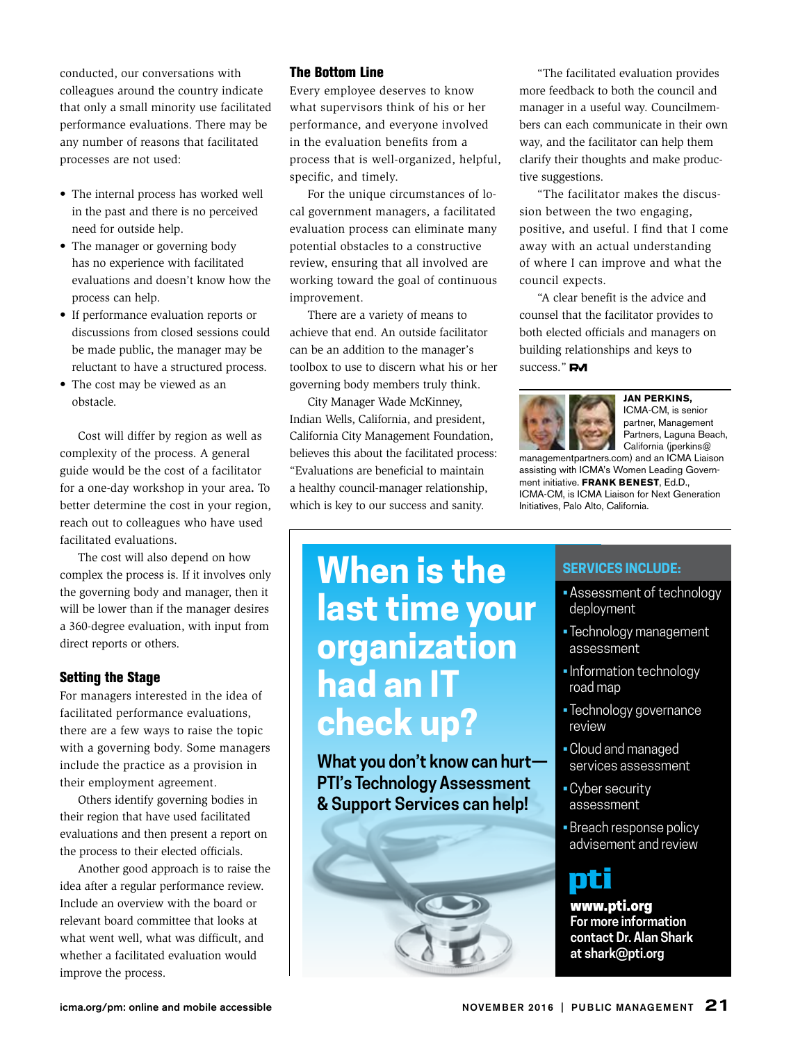conducted, our conversations with colleagues around the country indicate that only a small minority use facilitated performance evaluations. There may be any number of reasons that facilitated processes are not used:

- The internal process has worked well in the past and there is no perceived need for outside help.
- The manager or governing body has no experience with facilitated evaluations and doesn't know how the process can help.
- If performance evaluation reports or discussions from closed sessions could be made public, the manager may be reluctant to have a structured process.
- The cost may be viewed as an obstacle.

Cost will differ by region as well as complexity of the process. A general guide would be the cost of a facilitator for a one-day workshop in your area. To better determine the cost in your region, reach out to colleagues who have used facilitated evaluations.

The cost will also depend on how complex the process is. If it involves only the governing body and manager, then it will be lower than if the manager desires a 360-degree evaluation, with input from direct reports or others.

### Setting the Stage

For managers interested in the idea of facilitated performance evaluations, there are a few ways to raise the topic with a governing body. Some managers include the practice as a provision in their employment agreement.

Others identify governing bodies in their region that have used facilitated evaluations and then present a report on the process to their elected officials.

Another good approach is to raise the idea after a regular performance review. Include an overview with the board or relevant board committee that looks at what went well, what was difficult, and whether a facilitated evaluation would improve the process.

### The Bottom Line

Every employee deserves to know what supervisors think of his or her performance, and everyone involved in the evaluation benefits from a process that is well-organized, helpful, specific, and timely.

For the unique circumstances of local government managers, a facilitated evaluation process can eliminate many potential obstacles to a constructive review, ensuring that all involved are working toward the goal of continuous improvement.

There are a variety of means to achieve that end. An outside facilitator can be an addition to the manager's toolbox to use to discern what his or her governing body members truly think.

City Manager Wade McKinney, Indian Wells, California, and president, California City Management Foundation, believes this about the facilitated process: "Evaluations are beneficial to maintain a healthy council-manager relationship, which is key to our success and sanity.

"The facilitated evaluation provides more feedback to both the council and manager in a useful way. Councilmembers can each communicate in their own way, and the facilitator can help them clarify their thoughts and make productive suggestions.

"The facilitator makes the discussion between the two engaging, positive, and useful. I find that I come away with an actual understanding of where I can improve and what the council expects.

"A clear benefit is the advice and counsel that the facilitator provides to both elected officials and managers on building relationships and keys to success." PM

**JAN PERKINS**, ICMA-CM, is senior partner, Management Partners, Laguna Beach, California (jperkins@managementpartners.com) and an ICMA Liaison assisting with ICMA's Women Leading Government initiative. **FRANK BENEST**, Ed.D., ICMA-CM, is ICMA Liaison for Next Generation Initiatives, Palo Alto, California.

# When is the last time your organization had an IT check up?

**What you don't know can hurt—PTI's Technology Assessment & Support Services can help!**

**SERVICES INCLUDE:**

- Assessment of technology deployment
- Technology management assessment
- Information technology road map
- Technology governance review
- Cloud and managed services assessment
- Cyber security assessment
- Breach response policy advisement and review

**pti**

**www.pti.org**
**For more information contact Dr. Alan Shark at shark@pti.org**